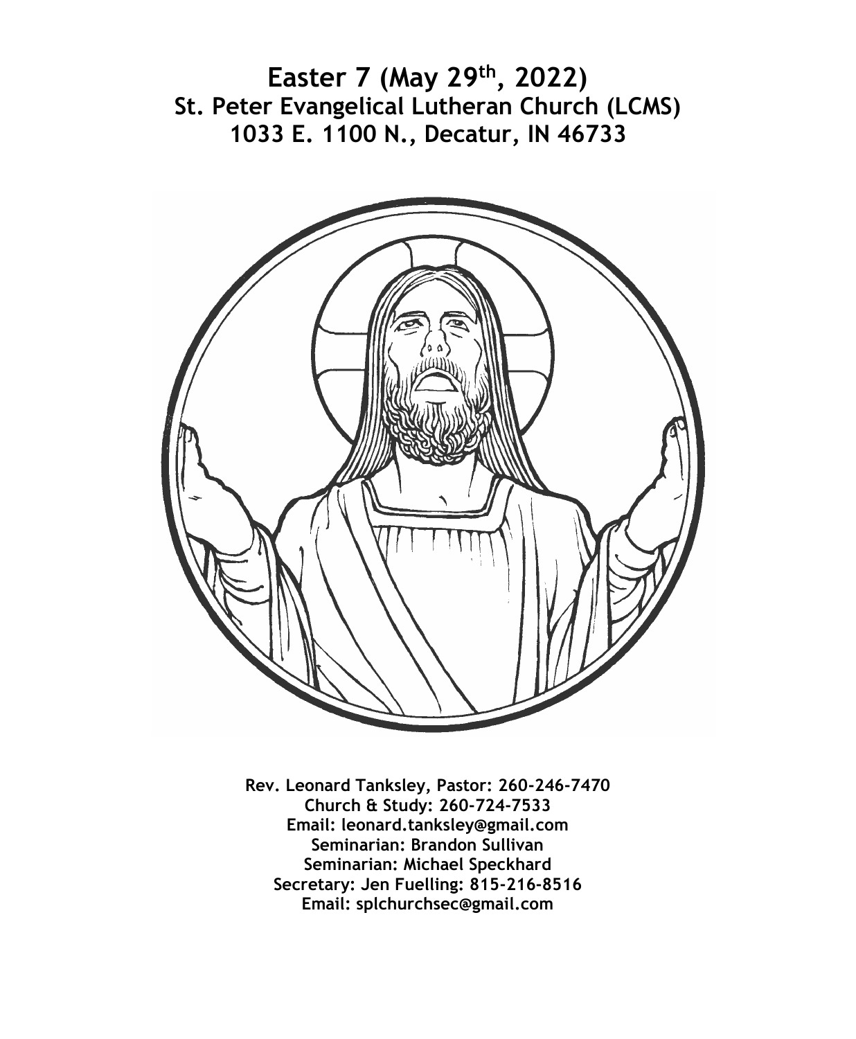# Easter 7 (May 29th, 2022)
## St. Peter Evangelical Lutheran Church (LCMS)
## 1033 E. 1100 N., Decatur, IN 46733

**Rev. Leonard Tanksley, Pastor: 260-246-7470**
**Church & Study: 260-724-7533**
**Email: leonard.tanksley@gmail.com**
**Seminarian: Brandon Sullivan**
**Seminarian: Michael Speckhard**
**Secretary: Jen Fuelling: 815-216-8516**
**Email: splchurchsec@gmail.com**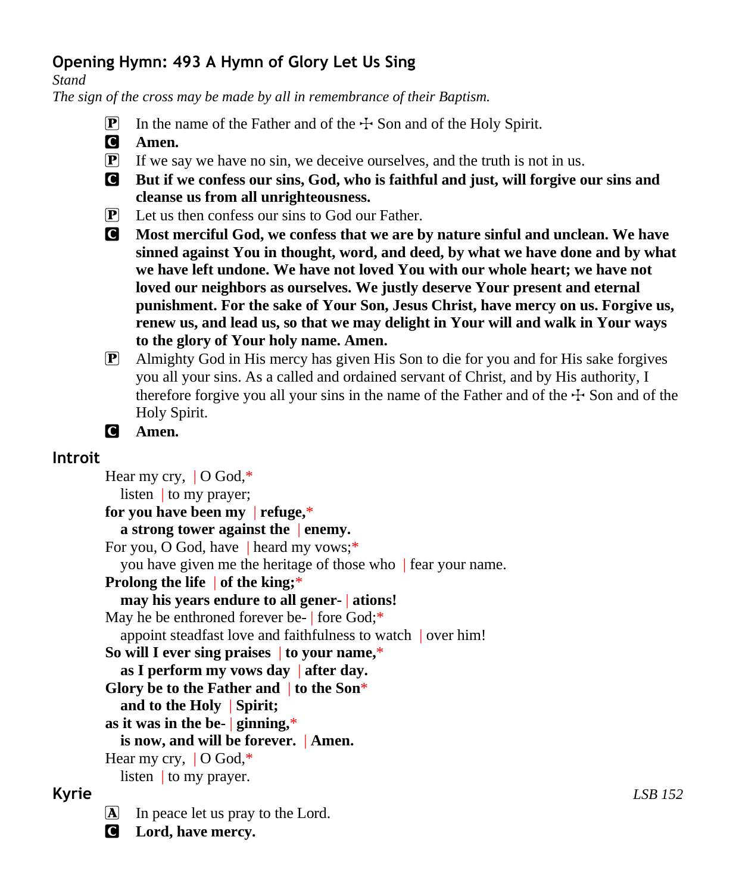## Opening Hymn: 493 A Hymn of Glory Let Us Sing

*Stand*

*The sign of the cross may be made by all in remembrance of their Baptism.*

P In the name of the Father and of the ☩ Son and of the Holy Spirit.

C **Amen.**

P If we say we have no sin, we deceive ourselves, and the truth is not in us.

C **But if we confess our sins, God, who is faithful and just, will forgive our sins and cleanse us from all unrighteousness.**

P Let us then confess our sins to God our Father.

C **Most merciful God, we confess that we are by nature sinful and unclean. We have sinned against You in thought, word, and deed, by what we have done and by what we have left undone. We have not loved You with our whole heart; we have not loved our neighbors as ourselves. We justly deserve Your present and eternal punishment. For the sake of Your Son, Jesus Christ, have mercy on us. Forgive us, renew us, and lead us, so that we may delight in Your will and walk in Your ways to the glory of Your holy name. Amen.**

P Almighty God in His mercy has given His Son to die for you and for His sake forgives you all your sins. As a called and ordained servant of Christ, and by His authority, I therefore forgive you all your sins in the name of the Father and of the ☩ Son and of the Holy Spirit.

C **Amen.**

## Introit

Hear my cry, | O God,*
listen | to my prayer;
**for you have been my | refuge,***
**a strong tower against the | enemy.**
For you, O God, have | heard my vows;*
you have given me the heritage of those who | fear your name.
**Prolong the life | of the king;***
**may his years endure to all gener- | ations!**
May he be enthroned forever be- | fore God;*
appoint steadfast love and faithfulness to watch | over him!
**So will I ever sing praises | to your name,***
**as I perform my vows day | after day.**
**Glory be to the Father and | to the Son***
**and to the Holy | Spirit;**
**as it was in the be- | ginning,***
**is now, and will be forever. | Amen.**
Hear my cry, | O God,*
listen | to my prayer.

## Kyrie

*LSB 152*

A In peace let us pray to the Lord.

C **Lord, have mercy.**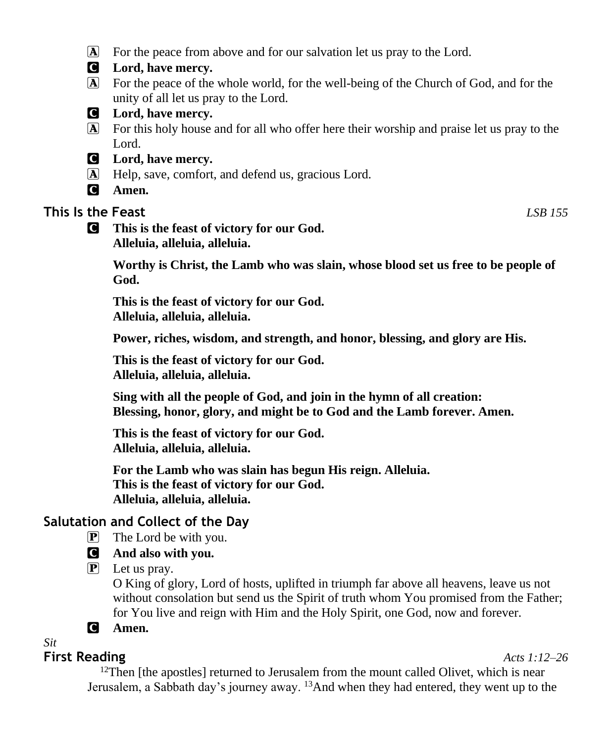A For the peace from above and for our salvation let us pray to the Lord.

C **Lord, have mercy.**

A For the peace of the whole world, for the well-being of the Church of God, and for the unity of all let us pray to the Lord.

C **Lord, have mercy.**

A For this holy house and for all who offer here their worship and praise let us pray to the Lord.

C **Lord, have mercy.**

A Help, save, comfort, and defend us, gracious Lord.

C **Amen.**

## This Is the Feast *LSB 155*

C **This is the feast of victory for our God.**
**Alleluia, alleluia, alleluia.**

**Worthy is Christ, the Lamb who was slain, whose blood set us free to be people of God.**

**This is the feast of victory for our God.**
**Alleluia, alleluia, alleluia.**

**Power, riches, wisdom, and strength, and honor, blessing, and glory are His.**

**This is the feast of victory for our God.**
**Alleluia, alleluia, alleluia.**

**Sing with all the people of God, and join in the hymn of all creation:**
**Blessing, honor, glory, and might be to God and the Lamb forever. Amen.**

**This is the feast of victory for our God.**
**Alleluia, alleluia, alleluia.**

**For the Lamb who was slain has begun His reign. Alleluia.**
**This is the feast of victory for our God.**
**Alleluia, alleluia, alleluia.**

## Salutation and Collect of the Day

P The Lord be with you.

C **And also with you.**

P Let us pray.
O King of glory, Lord of hosts, uplifted in triumph far above all heavens, leave us not without consolation but send us the Spirit of truth whom You promised from the Father; for You live and reign with Him and the Holy Spirit, one God, now and forever.

C **Amen.**

*Sit*

## First Reading *Acts 1:12–26*

[12]Then [the apostles] returned to Jerusalem from the mount called Olivet, which is near Jerusalem, a Sabbath day's journey away. [13]And when they had entered, they went up to the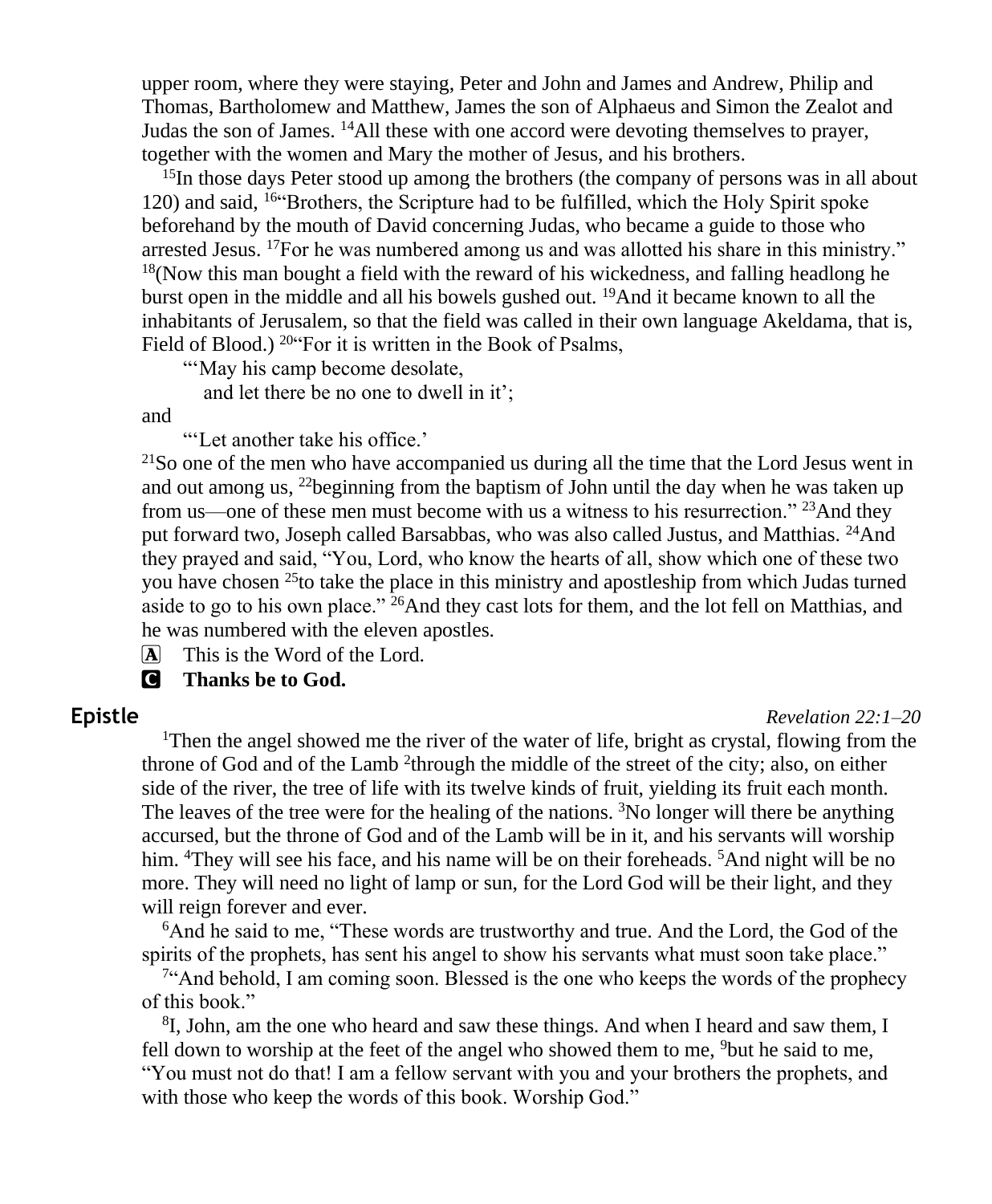upper room, where they were staying, Peter and John and James and Andrew, Philip and Thomas, Bartholomew and Matthew, James the son of Alphaeus and Simon the Zealot and Judas the son of James. [14]All these with one accord were devoting themselves to prayer, together with the women and Mary the mother of Jesus, and his brothers.

[15]In those days Peter stood up among the brothers (the company of persons was in all about 120) and said, [16]"Brothers, the Scripture had to be fulfilled, which the Holy Spirit spoke beforehand by the mouth of David concerning Judas, who became a guide to those who arrested Jesus. [17]For he was numbered among us and was allotted his share in this ministry." [18](Now this man bought a field with the reward of his wickedness, and falling headlong he burst open in the middle and all his bowels gushed out. [19]And it became known to all the inhabitants of Jerusalem, so that the field was called in their own language Akeldama, that is, Field of Blood.) [20]"For it is written in the Book of Psalms,

"'May his camp become desolate,
and let there be no one to dwell in it';

and

"'Let another take his office.'

[21]So one of the men who have accompanied us during all the time that the Lord Jesus went in and out among us, [22]beginning from the baptism of John until the day when he was taken up from us—one of these men must become with us a witness to his resurrection." [23]And they put forward two, Joseph called Barsabbas, who was also called Justus, and Matthias. [24]And they prayed and said, "You, Lord, who know the hearts of all, show which one of these two you have chosen [25]to take the place in this ministry and apostleship from which Judas turned aside to go to his own place." [26]And they cast lots for them, and the lot fell on Matthias, and he was numbered with the eleven apostles.

A This is the Word of the Lord.

C **Thanks be to God.**

## Epistle

*Revelation 22:1–20*

[1]Then the angel showed me the river of the water of life, bright as crystal, flowing from the throne of God and of the Lamb [2]through the middle of the street of the city; also, on either side of the river, the tree of life with its twelve kinds of fruit, yielding its fruit each month. The leaves of the tree were for the healing of the nations. [3]No longer will there be anything accursed, but the throne of God and of the Lamb will be in it, and his servants will worship him. [4]They will see his face, and his name will be on their foreheads. [5]And night will be no more. They will need no light of lamp or sun, for the Lord God will be their light, and they will reign forever and ever.

[6]And he said to me, "These words are trustworthy and true. And the Lord, the God of the spirits of the prophets, has sent his angel to show his servants what must soon take place."

[7]"And behold, I am coming soon. Blessed is the one who keeps the words of the prophecy of this book."

[8]I, John, am the one who heard and saw these things. And when I heard and saw them, I fell down to worship at the feet of the angel who showed them to me, [9]but he said to me, "You must not do that! I am a fellow servant with you and your brothers the prophets, and with those who keep the words of this book. Worship God."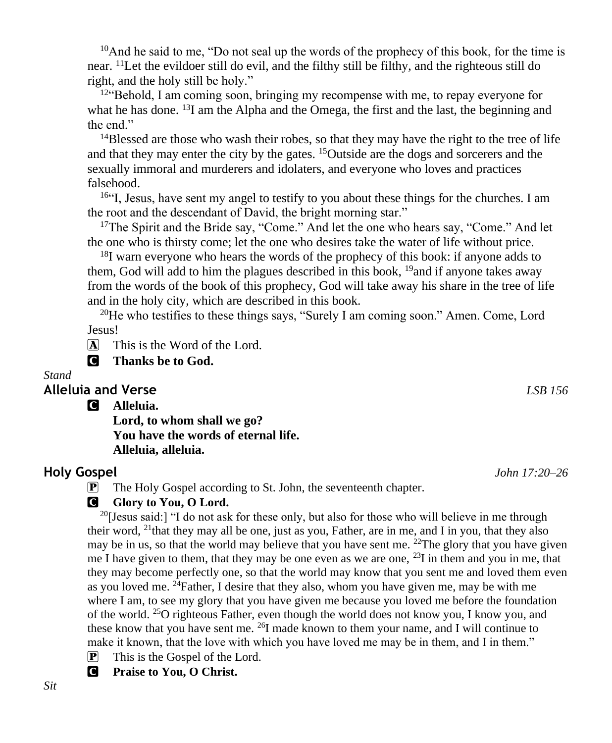[10]And he said to me, "Do not seal up the words of the prophecy of this book, for the time is near. [11]Let the evildoer still do evil, and the filthy still be filthy, and the righteous still do right, and the holy still be holy."

[12]"Behold, I am coming soon, bringing my recompense with me, to repay everyone for what he has done. [13]I am the Alpha and the Omega, the first and the last, the beginning and the end."

[14]Blessed are those who wash their robes, so that they may have the right to the tree of life and that they may enter the city by the gates. [15]Outside are the dogs and sorcerers and the sexually immoral and murderers and idolaters, and everyone who loves and practices falsehood.

[16]"I, Jesus, have sent my angel to testify to you about these things for the churches. I am the root and the descendant of David, the bright morning star."

[17]The Spirit and the Bride say, "Come." And let the one who hears say, "Come." And let the one who is thirsty come; let the one who desires take the water of life without price.

[18]I warn everyone who hears the words of the prophecy of this book: if anyone adds to them, God will add to him the plagues described in this book, [19]and if anyone takes away from the words of the book of this prophecy, God will take away his share in the tree of life and in the holy city, which are described in this book.

[20]He who testifies to these things says, "Surely I am coming soon." Amen. Come, Lord Jesus!

A This is the Word of the Lord.

C **Thanks be to God.**

*Stand*

## Alleluia and Verse *LSB 156*

C **Alleluia.**
**Lord, to whom shall we go?**
**You have the words of eternal life.**
**Alleluia, alleluia.**

## Holy Gospel *John 17:20–26*

P The Holy Gospel according to St. John, the seventeenth chapter.

C **Glory to You, O Lord.**

[20][Jesus said:] "I do not ask for these only, but also for those who will believe in me through their word, [21]that they may all be one, just as you, Father, are in me, and I in you, that they also may be in us, so that the world may believe that you have sent me. [22]The glory that you have given me I have given to them, that they may be one even as we are one, [23]I in them and you in me, that they may become perfectly one, so that the world may know that you sent me and loved them even as you loved me. [24]Father, I desire that they also, whom you have given me, may be with me where I am, to see my glory that you have given me because you loved me before the foundation of the world. [25]O righteous Father, even though the world does not know you, I know you, and these know that you have sent me. [26]I made known to them your name, and I will continue to make it known, that the love with which you have loved me may be in them, and I in them."

P This is the Gospel of the Lord.

C **Praise to You, O Christ.**

*Sit*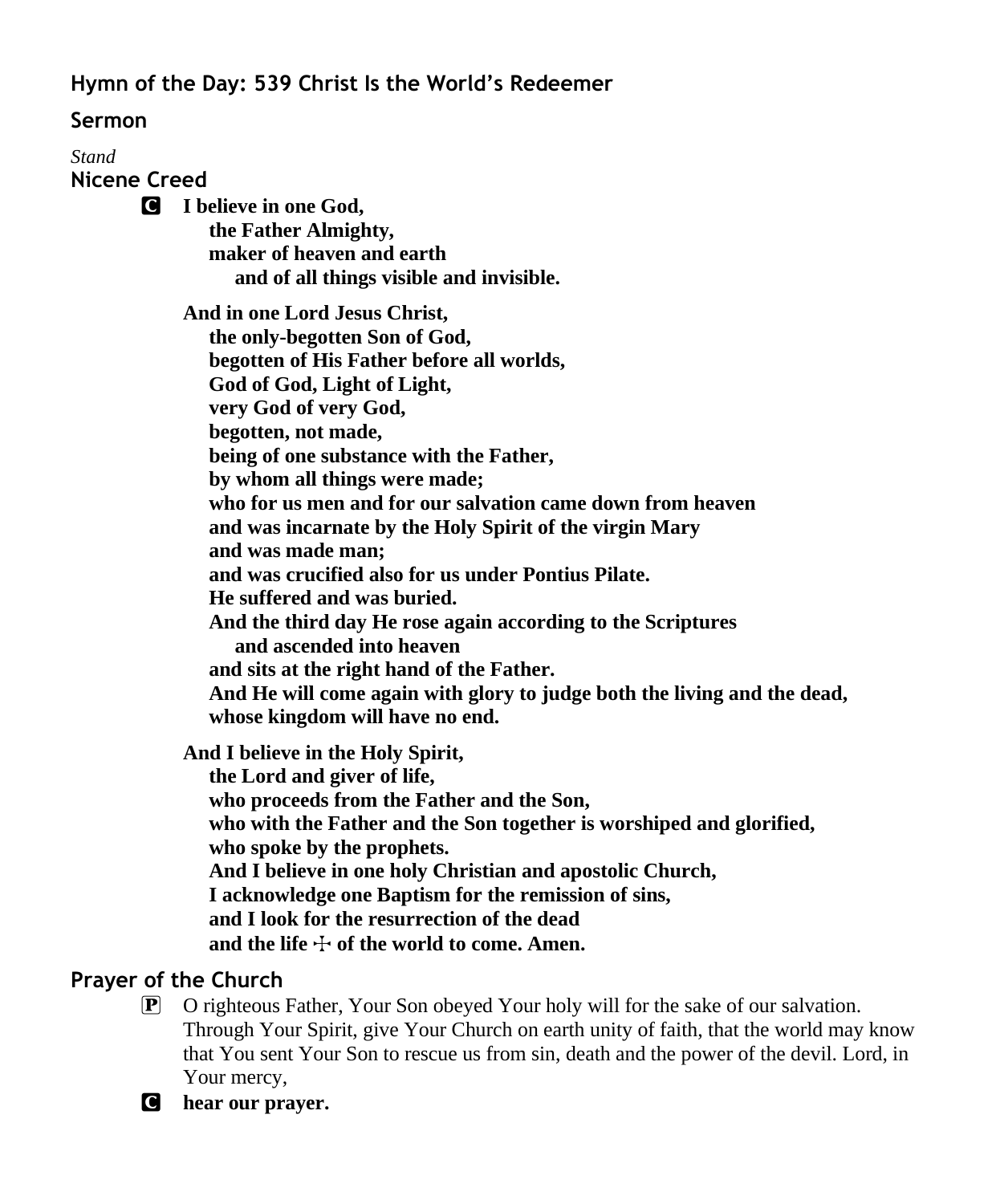## Hymn of the Day: 539 Christ Is the World's Redeemer

## Sermon

*Stand*

## Nicene Creed

C **I believe in one God,**
**the Father Almighty,**
**maker of heaven and earth**
**and of all things visible and invisible.**

**And in one Lord Jesus Christ,**
**the only-begotten Son of God,**
**begotten of His Father before all worlds,**
**God of God, Light of Light,**
**very God of very God,**
**begotten, not made,**
**being of one substance with the Father,**
**by whom all things were made;**
**who for us men and for our salvation came down from heaven**
**and was incarnate by the Holy Spirit of the virgin Mary**
**and was made man;**
**and was crucified also for us under Pontius Pilate.**
**He suffered and was buried.**
**And the third day He rose again according to the Scriptures**
**and ascended into heaven**
**and sits at the right hand of the Father.**
**And He will come again with glory to judge both the living and the dead,**
**whose kingdom will have no end.**

**And I believe in the Holy Spirit,**
**the Lord and giver of life,**
**who proceeds from the Father and the Son,**
**who with the Father and the Son together is worshiped and glorified,**
**who spoke by the prophets.**
**And I believe in one holy Christian and apostolic Church,**
**I acknowledge one Baptism for the remission of sins,**
**and I look for the resurrection of the dead**
**and the life ☩ of the world to come. Amen.**

## Prayer of the Church

P O righteous Father, Your Son obeyed Your holy will for the sake of our salvation. Through Your Spirit, give Your Church on earth unity of faith, that the world may know that You sent Your Son to rescue us from sin, death and the power of the devil. Lord, in Your mercy,

C **hear our prayer.**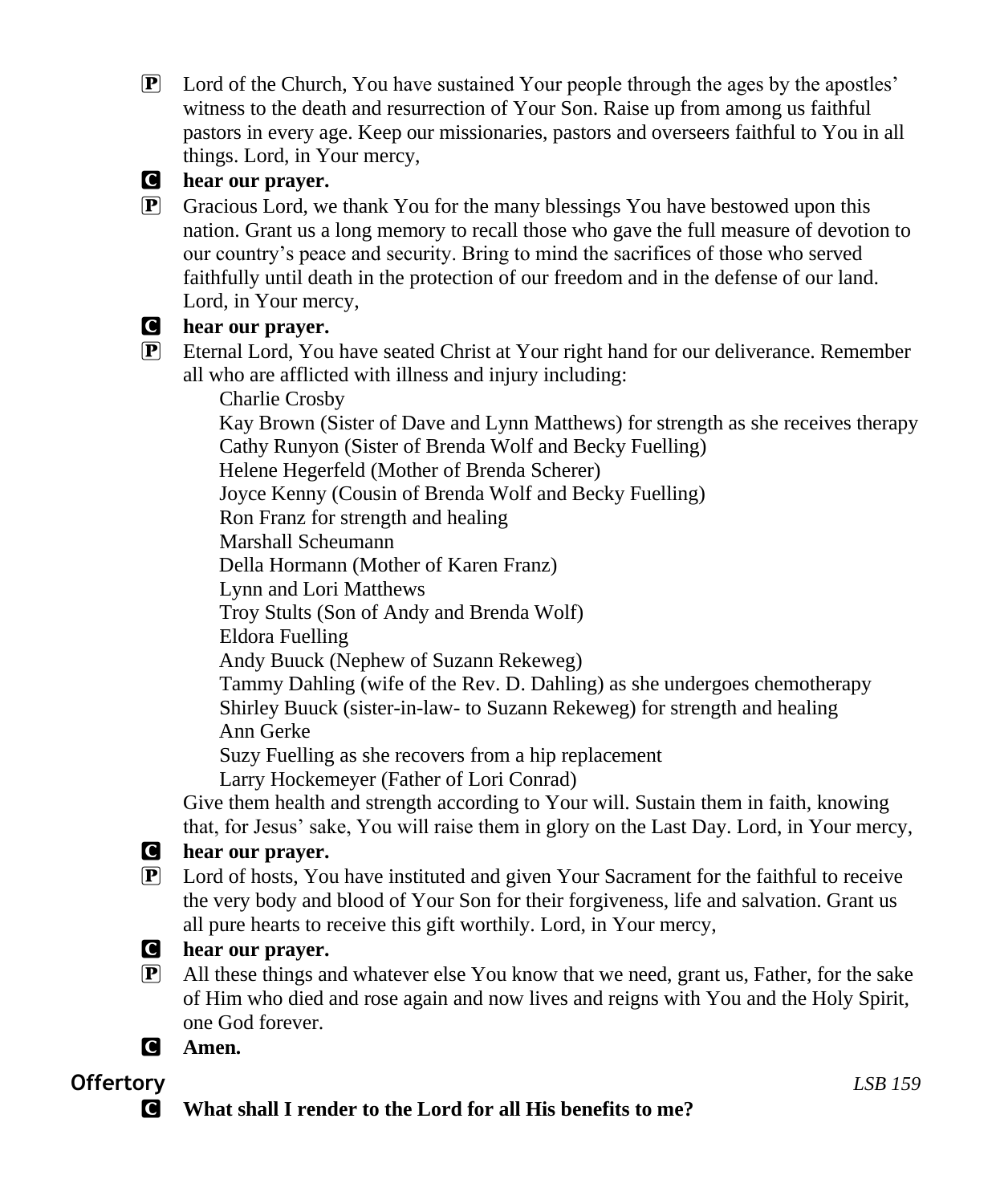P Lord of the Church, You have sustained Your people through the ages by the apostles' witness to the death and resurrection of Your Son. Raise up from among us faithful pastors in every age. Keep our missionaries, pastors and overseers faithful to You in all things. Lord, in Your mercy,

C **hear our prayer.**

P Gracious Lord, we thank You for the many blessings You have bestowed upon this nation. Grant us a long memory to recall those who gave the full measure of devotion to our country's peace and security. Bring to mind the sacrifices of those who served faithfully until death in the protection of our freedom and in the defense of our land. Lord, in Your mercy,

C **hear our prayer.**

P Eternal Lord, You have seated Christ at Your right hand for our deliverance. Remember all who are afflicted with illness and injury including:

Charlie Crosby
Kay Brown (Sister of Dave and Lynn Matthews) for strength as she receives therapy
Cathy Runyon (Sister of Brenda Wolf and Becky Fuelling)
Helene Hegerfeld (Mother of Brenda Scherer)
Joyce Kenny (Cousin of Brenda Wolf and Becky Fuelling)
Ron Franz for strength and healing
Marshall Scheumann
Della Hormann (Mother of Karen Franz)
Lynn and Lori Matthews
Troy Stults (Son of Andy and Brenda Wolf)
Eldora Fuelling
Andy Buuck (Nephew of Suzann Rekeweg)
Tammy Dahling (wife of the Rev. D. Dahling) as she undergoes chemotherapy
Shirley Buuck (sister-in-law- to Suzann Rekeweg) for strength and healing
Ann Gerke
Suzy Fuelling as she recovers from a hip replacement
Larry Hockemeyer (Father of Lori Conrad)

Give them health and strength according to Your will. Sustain them in faith, knowing that, for Jesus' sake, You will raise them in glory on the Last Day. Lord, in Your mercy,

C **hear our prayer.**

P Lord of hosts, You have instituted and given Your Sacrament for the faithful to receive the very body and blood of Your Son for their forgiveness, life and salvation. Grant us all pure hearts to receive this gift worthily. Lord, in Your mercy,

C **hear our prayer.**

P All these things and whatever else You know that we need, grant us, Father, for the sake of Him who died and rose again and now lives and reigns with You and the Holy Spirit, one God forever.

C **Amen.**

## Offertory *LSB 159*

C **What shall I render to the Lord for all His benefits to me?**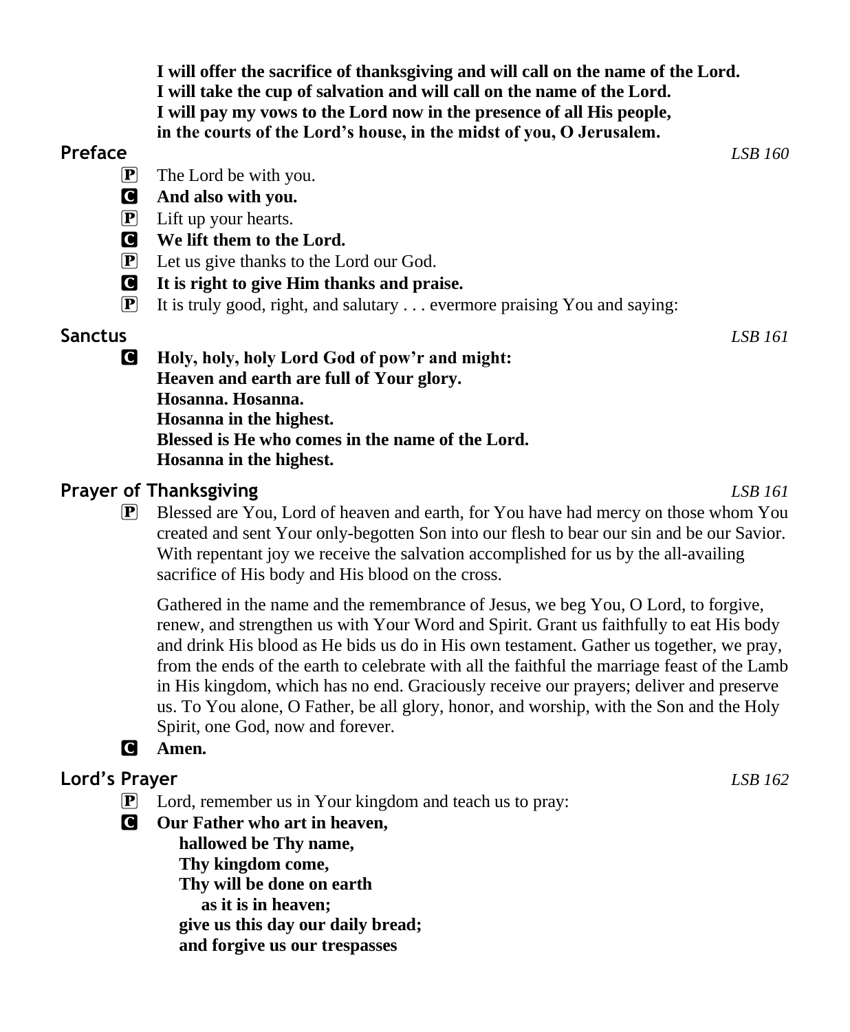**I will offer the sacrifice of thanksgiving and will call on the name of the Lord.**
**I will take the cup of salvation and will call on the name of the Lord.**
**I will pay my vows to the Lord now in the presence of all His people,**
**in the courts of the Lord's house, in the midst of you, O Jerusalem.**

## Preface *LSB 160*

P The Lord be with you.

C **And also with you.**

P Lift up your hearts.

C **We lift them to the Lord.**

P Let us give thanks to the Lord our God.

C **It is right to give Him thanks and praise.**

P It is truly good, right, and salutary . . . evermore praising You and saying:

## Sanctus *LSB 161*

C **Holy, holy, holy Lord God of pow'r and might:**
**Heaven and earth are full of Your glory.**
**Hosanna. Hosanna.**
**Hosanna in the highest.**
**Blessed is He who comes in the name of the Lord.**
**Hosanna in the highest.**

## Prayer of Thanksgiving *LSB 161*

P Blessed are You, Lord of heaven and earth, for You have had mercy on those whom You created and sent Your only-begotten Son into our flesh to bear our sin and be our Savior. With repentant joy we receive the salvation accomplished for us by the all-availing sacrifice of His body and His blood on the cross.

Gathered in the name and the remembrance of Jesus, we beg You, O Lord, to forgive, renew, and strengthen us with Your Word and Spirit. Grant us faithfully to eat His body and drink His blood as He bids us do in His own testament. Gather us together, we pray, from the ends of the earth to celebrate with all the faithful the marriage feast of the Lamb in His kingdom, which has no end. Graciously receive our prayers; deliver and preserve us. To You alone, O Father, be all glory, honor, and worship, with the Son and the Holy Spirit, one God, now and forever.

C **Amen.**

## Lord's Prayer *LSB 162*

P Lord, remember us in Your kingdom and teach us to pray:

C **Our Father who art in heaven,**
**hallowed be Thy name,**
**Thy kingdom come,**
**Thy will be done on earth**
**as it is in heaven;**
**give us this day our daily bread;**
**and forgive us our trespasses**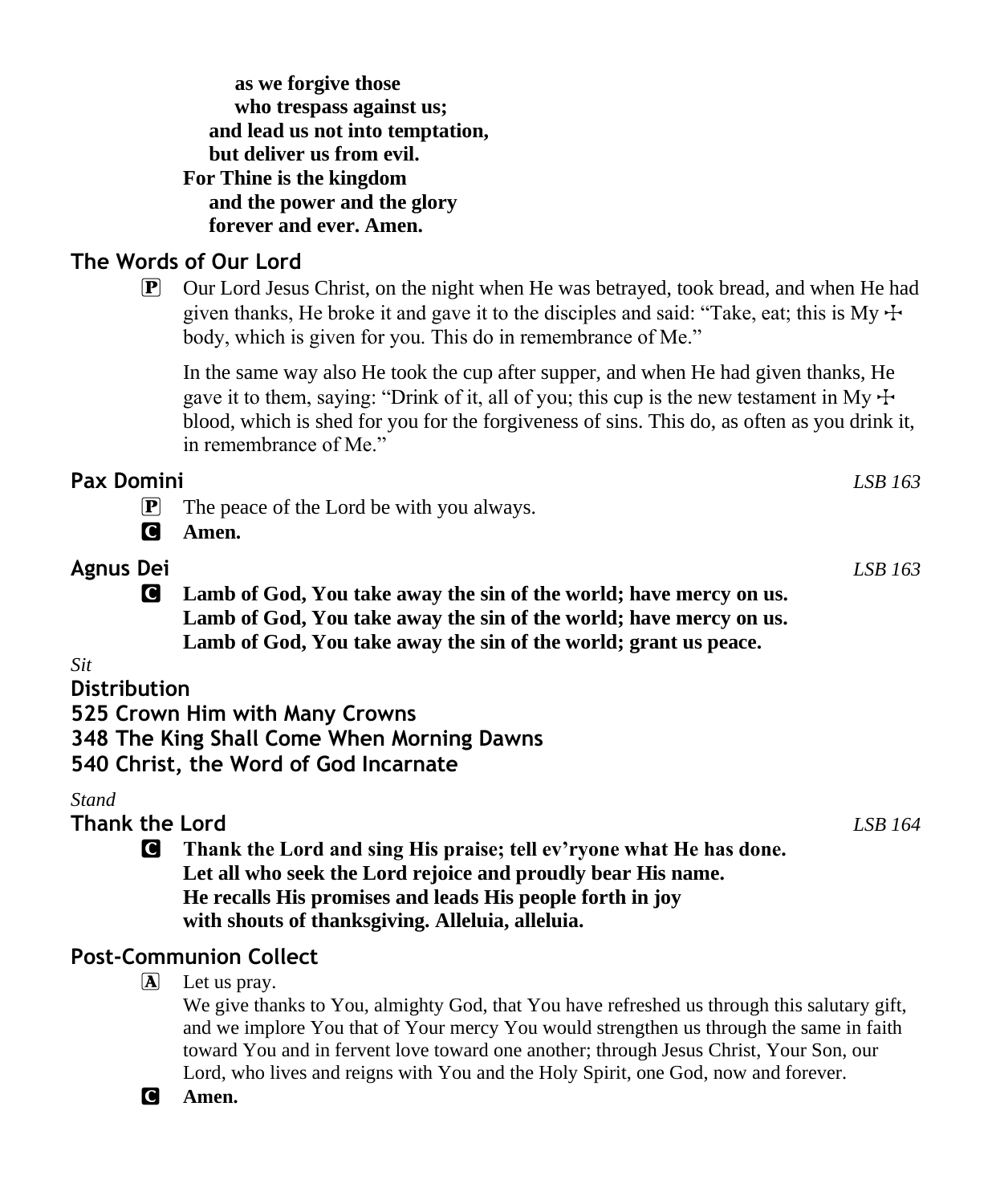**as we forgive those**
**who trespass against us;**
**and lead us not into temptation,**
**but deliver us from evil.**
**For Thine is the kingdom**
**and the power and the glory**
**forever and ever. Amen.**

## The Words of Our Lord

P Our Lord Jesus Christ, on the night when He was betrayed, took bread, and when He had given thanks, He broke it and gave it to the disciples and said: "Take, eat; this is My ☩ body, which is given for you. This do in remembrance of Me."

In the same way also He took the cup after supper, and when He had given thanks, He gave it to them, saying: "Drink of it, all of you; this cup is the new testament in My ☩ blood, which is shed for you for the forgiveness of sins. This do, as often as you drink it, in remembrance of Me."

## Pax Domini *LSB 163*

P The peace of the Lord be with you always.

C **Amen.**

## Agnus Dei *LSB 163*

C **Lamb of God, You take away the sin of the world; have mercy on us.**
**Lamb of God, You take away the sin of the world; have mercy on us.**
**Lamb of God, You take away the sin of the world; grant us peace.**

*Sit*

## Distribution

## 525 Crown Him with Many Crowns

## 348 The King Shall Come When Morning Dawns

## 540 Christ, the Word of God Incarnate

*Stand*

## Thank the Lord *LSB 164*

C **Thank the Lord and sing His praise; tell ev'ryone what He has done.**
**Let all who seek the Lord rejoice and proudly bear His name.**
**He recalls His promises and leads His people forth in joy**
**with shouts of thanksgiving. Alleluia, alleluia.**

## Post-Communion Collect

A Let us pray.
We give thanks to You, almighty God, that You have refreshed us through this salutary gift, and we implore You that of Your mercy You would strengthen us through the same in faith toward You and in fervent love toward one another; through Jesus Christ, Your Son, our Lord, who lives and reigns with You and the Holy Spirit, one God, now and forever.

C **Amen.**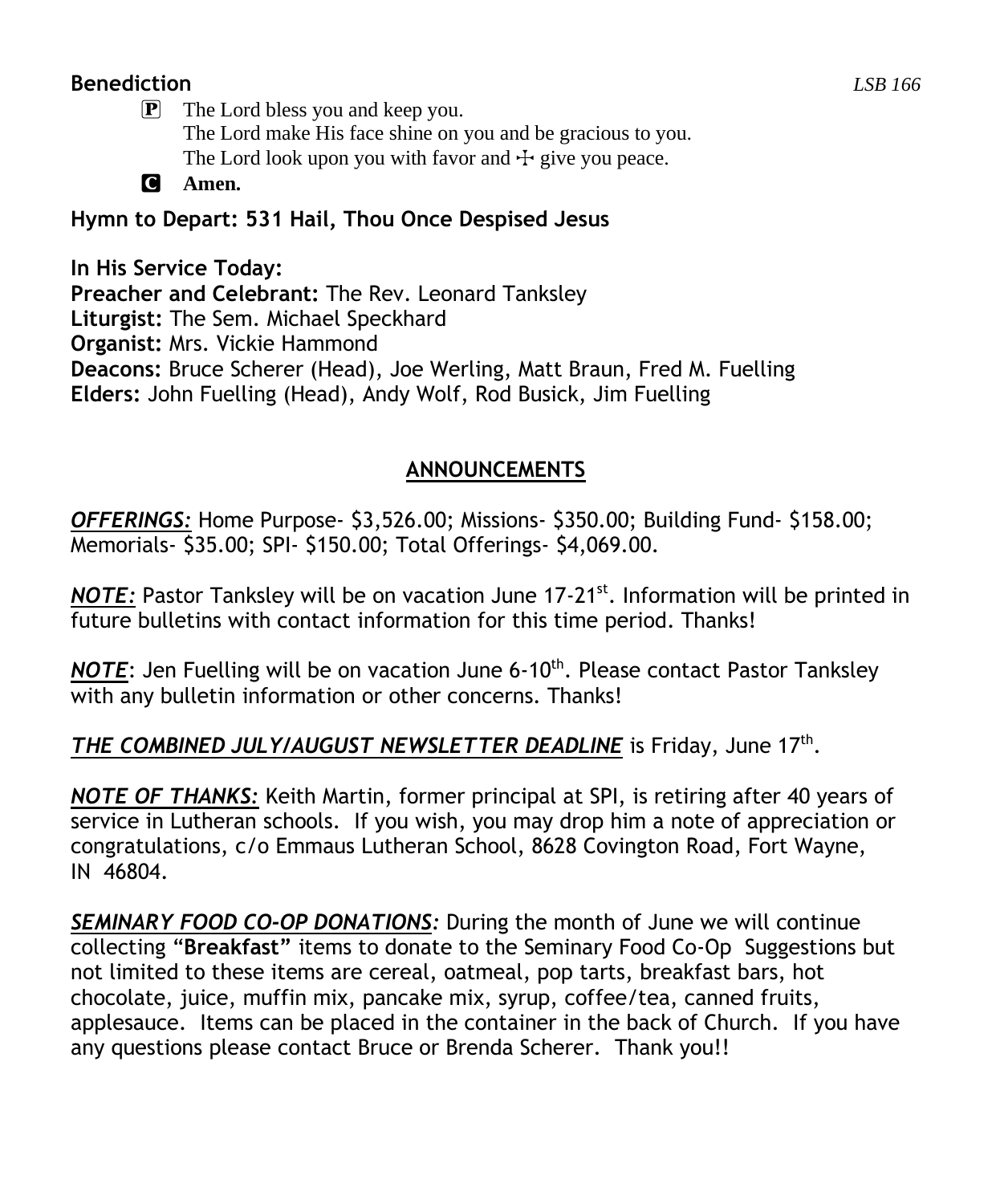**Benediction** *LSB 166*

P The Lord bless you and keep you.
The Lord make His face shine on you and be gracious to you.
The Lord look upon you with favor and ☩ give you peace.

C **Amen.**

**Hymn to Depart: 531 Hail, Thou Once Despised Jesus**

**In His Service Today:**
**Preacher and Celebrant:** The Rev. Leonard Tanksley
**Liturgist:** The Sem. Michael Speckhard
**Organist:** Mrs. Vickie Hammond
**Deacons:** Bruce Scherer (Head), Joe Werling, Matt Braun, Fred M. Fuelling
**Elders:** John Fuelling (Head), Andy Wolf, Rod Busick, Jim Fuelling

## ANNOUNCEMENTS

***OFFERINGS:*** Home Purpose- $3,526.00; Missions- $350.00; Building Fund- $158.00; Memorials- $35.00; SPI- $150.00; Total Offerings- $4,069.00.

***NOTE:*** Pastor Tanksley will be on vacation June 17-21st. Information will be printed in future bulletins with contact information for this time period. Thanks!

***NOTE***: Jen Fuelling will be on vacation June 6-10th. Please contact Pastor Tanksley with any bulletin information or other concerns. Thanks!

***THE COMBINED JULY/AUGUST NEWSLETTER DEADLINE*** is Friday, June 17th.

***NOTE OF THANKS:*** Keith Martin, former principal at SPI, is retiring after 40 years of service in Lutheran schools. If you wish, you may drop him a note of appreciation or congratulations, c/o Emmaus Lutheran School, 8628 Covington Road, Fort Wayne, IN 46804.

***SEMINARY FOOD CO-OP DONATIONS:*** During the month of June we will continue collecting "**Breakfast**" items to donate to the Seminary Food Co-Op Suggestions but not limited to these items are cereal, oatmeal, pop tarts, breakfast bars, hot chocolate, juice, muffin mix, pancake mix, syrup, coffee/tea, canned fruits, applesauce. Items can be placed in the container in the back of Church. If you have any questions please contact Bruce or Brenda Scherer. Thank you!!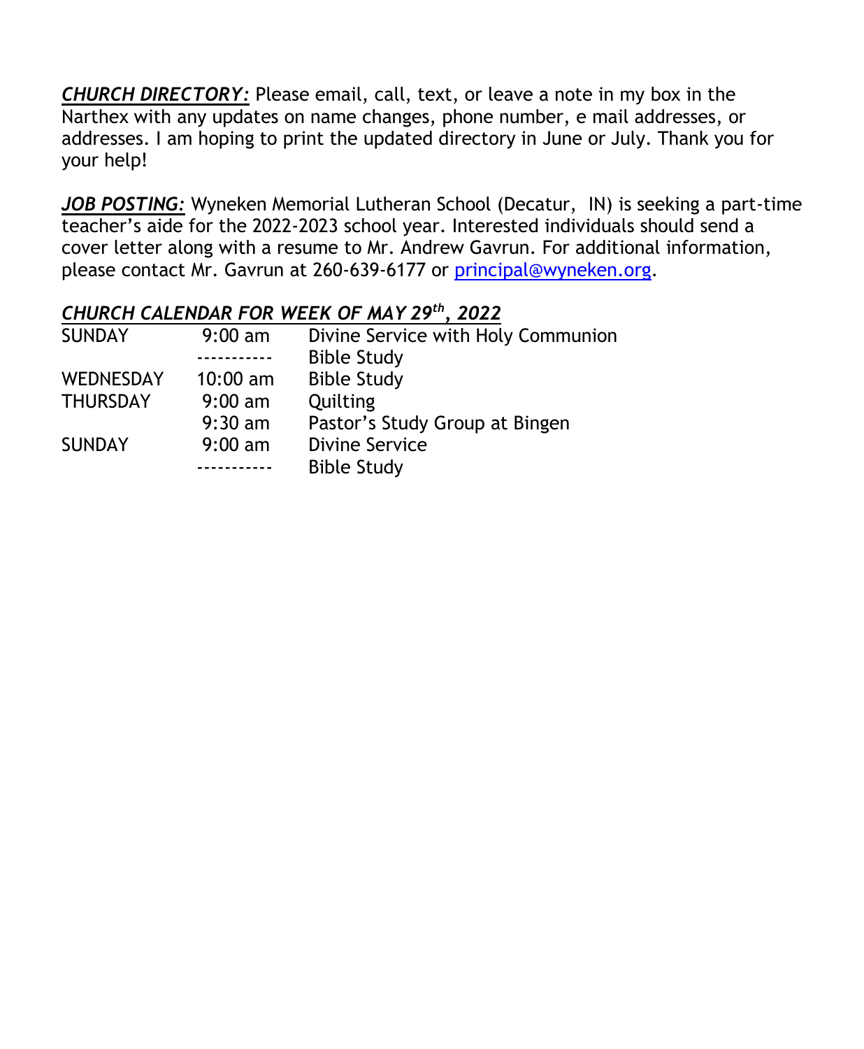***CHURCH DIRECTORY:*** Please email, call, text, or leave a note in my box in the Narthex with any updates on name changes, phone number, e mail addresses, or addresses. I am hoping to print the updated directory in June or July. Thank you for your help!

***JOB POSTING:*** Wyneken Memorial Lutheran School (Decatur, IN) is seeking a part-time teacher's aide for the 2022-2023 school year. Interested individuals should send a cover letter along with a resume to Mr. Andrew Gavrun. For additional information, please contact Mr. Gavrun at 260-639-6177 or principal@wyneken.org.

***CHURCH CALENDAR FOR WEEK OF MAY 29th, 2022***

| | | |
|---|---|---|
| SUNDAY | 9:00 am | Divine Service with Holy Communion |
| | ----------- | Bible Study |
| WEDNESDAY | 10:00 am | Bible Study |
| THURSDAY | 9:00 am | Quilting |
| | 9:30 am | Pastor's Study Group at Bingen |
| SUNDAY | 9:00 am | Divine Service |
| | ----------- | Bible Study |